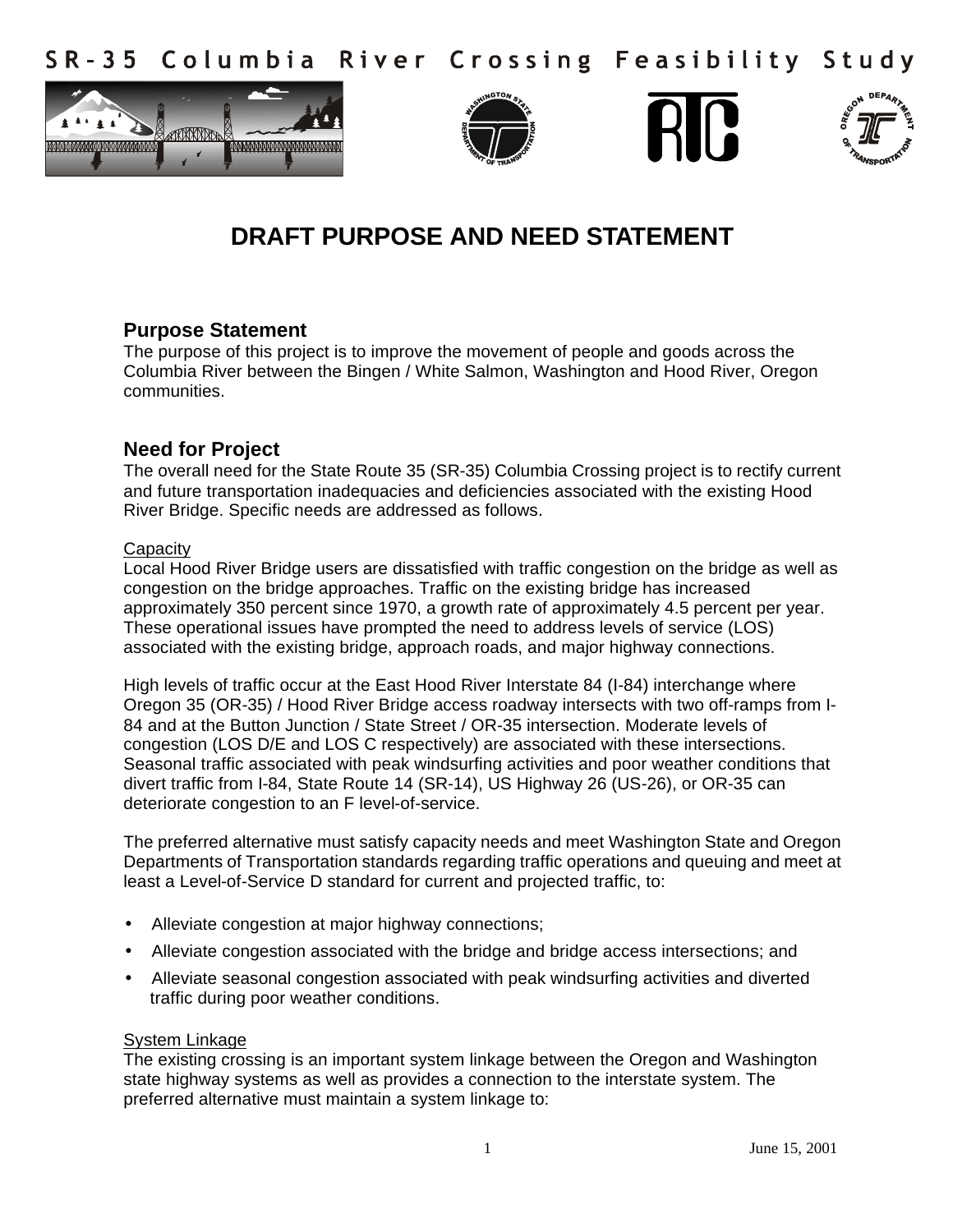# SR-35 Columbia River Crossing Feasibility Study

## DRAFT PURPOSE AND NEED STATEMENT

### Purpose Statement

The purpose of this project is to improve the movement of people and goods across the Columbia River between the Bingen / White Salmon, Washington and Hood River, Oregon communities.

### Need for Project

The overall need for the State Route 35 (SR-35) Columbia Crossing project is to rectify current and future transportation inadequacies and deficiencies associated with the existing Hood River Bridge. Specific needs are addressed as follows.

Capacity

Local Hood River Bridge users are dissatisfied with traffic congestion on the bridge as well as congestion on the bridge approaches. Traffic on the existing bridge has increased approximately 350 percent since 1970, a growth rate of approximately 4.5 percent per year. These operational issues have prompted the need to address levels of service (LOS) associated with the existing bridge, approach roads, and major highway connections.

High levels of traffic occur at the East Hood River Interstate 84 (I-84) interchange where Oregon 35 (OR-35) / Hood River Bridge access roadway intersects with two off-ramps from I-84 and at the Button Junction / State Street / OR-35 intersection. Moderate levels of congestion (LOS D/E and LOS C respectively) are associated with these intersections. Seasonal traffic associated with peak windsurfing activities and poor weather conditions that divert traffic from I-84, State Route 14 (SR-14), US Highway 26 (US-26), or OR-35 can deteriorate congestion to an F level-of-service.

The preferred alternative must satisfy capacity needs and meet Washington State and Oregon Departments of Transportation standards regarding traffic operations and queuing and meet at least a Level-of-Service D standard for current and projected traffic, to:

- Alleviate congestion at major highway connections;
- Alleviate congestion associated with the bridge and bridge access intersections; and
- Alleviate seasonal congestion associated with peak windsurfing activities and diverted traffic during poor weather conditions.

System Linkage

The existing crossing is an important system linkage between the Oregon and Washington state highway systems as well as provides a connection to the interstate system. The preferred alternative must maintain a system linkage to: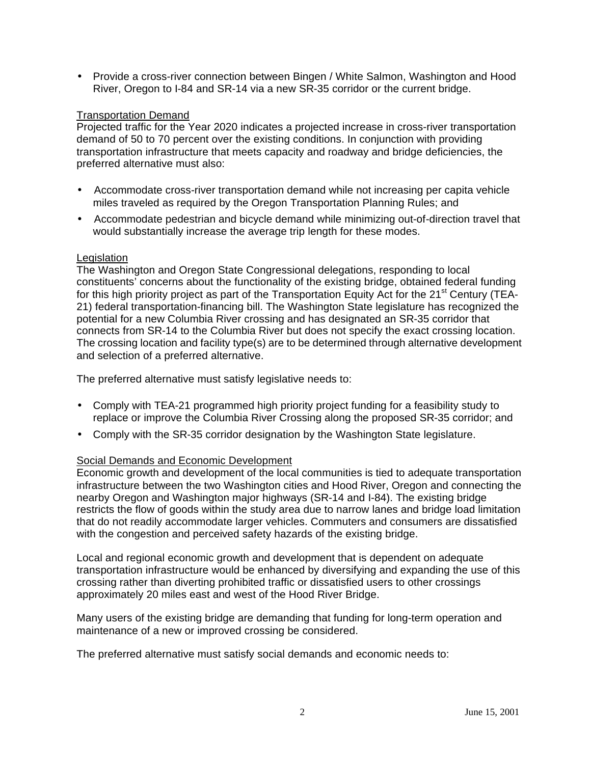- Provide a cross-river connection between Bingen / White Salmon, Washington and Hood River, Oregon to I-84 and SR-14 via a new SR-35 corridor or the current bridge.

Transportation Demand

Projected traffic for the Year 2020 indicates a projected increase in cross-river transportation demand of 50 to 70 percent over the existing conditions. In conjunction with providing transportation infrastructure that meets capacity and roadway and bridge deficiencies, the preferred alternative must also:

- Accommodate cross-river transportation demand while not increasing per capita vehicle miles traveled as required by the Oregon Transportation Planning Rules; and
- Accommodate pedestrian and bicycle demand while minimizing out-of-direction travel that would substantially increase the average trip length for these modes.

Legislation

The Washington and Oregon State Congressional delegations, responding to local constituents' concerns about the functionality of the existing bridge, obtained federal funding for this high priority project as part of the Transportation Equity Act for the 21st Century (TEA-21) federal transportation-financing bill. The Washington State legislature has recognized the potential for a new Columbia River crossing and has designated an SR-35 corridor that connects from SR-14 to the Columbia River but does not specify the exact crossing location. The crossing location and facility type(s) are to be determined through alternative development and selection of a preferred alternative.

The preferred alternative must satisfy legislative needs to:

- Comply with TEA-21 programmed high priority project funding for a feasibility study to replace or improve the Columbia River Crossing along the proposed SR-35 corridor; and
- Comply with the SR-35 corridor designation by the Washington State legislature.

Social Demands and Economic Development

Economic growth and development of the local communities is tied to adequate transportation infrastructure between the two Washington cities and Hood River, Oregon and connecting the nearby Oregon and Washington major highways (SR-14 and I-84). The existing bridge restricts the flow of goods within the study area due to narrow lanes and bridge load limitation that do not readily accommodate larger vehicles. Commuters and consumers are dissatisfied with the congestion and perceived safety hazards of the existing bridge.

Local and regional economic growth and development that is dependent on adequate transportation infrastructure would be enhanced by diversifying and expanding the use of this crossing rather than diverting prohibited traffic or dissatisfied users to other crossings approximately 20 miles east and west of the Hood River Bridge.

Many users of the existing bridge are demanding that funding for long-term operation and maintenance of a new or improved crossing be considered.

The preferred alternative must satisfy social demands and economic needs to: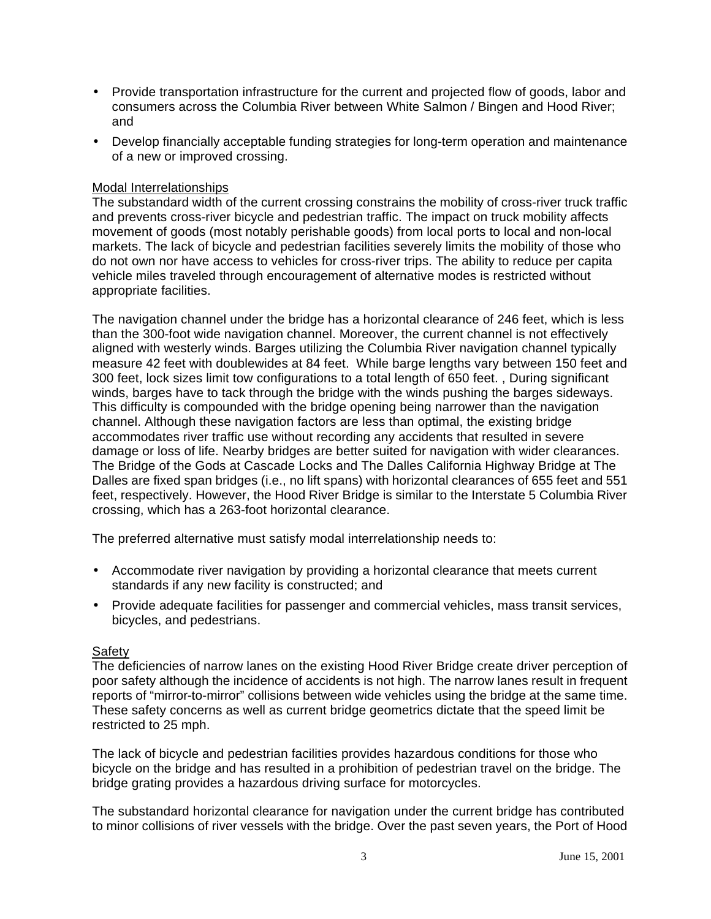- Provide transportation infrastructure for the current and projected flow of goods, labor and consumers across the Columbia River between White Salmon / Bingen and Hood River; and
- Develop financially acceptable funding strategies for long-term operation and maintenance of a new or improved crossing.

<u>Modal Interrelationships</u>
The substandard width of the current crossing constrains the mobility of cross-river truck traffic and prevents cross-river bicycle and pedestrian traffic. The impact on truck mobility affects movement of goods (most notably perishable goods) from local ports to local and non-local markets. The lack of bicycle and pedestrian facilities severely limits the mobility of those who do not own nor have access to vehicles for cross-river trips. The ability to reduce per capita vehicle miles traveled through encouragement of alternative modes is restricted without appropriate facilities.

The navigation channel under the bridge has a horizontal clearance of 246 feet, which is less than the 300-foot wide navigation channel. Moreover, the current channel is not effectively aligned with westerly winds. Barges utilizing the Columbia River navigation channel typically measure 42 feet with doublewides at 84 feet. While barge lengths vary between 150 feet and 300 feet, lock sizes limit tow configurations to a total length of 650 feet. , During significant winds, barges have to tack through the bridge with the winds pushing the barges sideways. This difficulty is compounded with the bridge opening being narrower than the navigation channel. Although these navigation factors are less than optimal, the existing bridge accommodates river traffic use without recording any accidents that resulted in severe damage or loss of life. Nearby bridges are better suited for navigation with wider clearances. The Bridge of the Gods at Cascade Locks and The Dalles California Highway Bridge at The Dalles are fixed span bridges (i.e., no lift spans) with horizontal clearances of 655 feet and 551 feet, respectively. However, the Hood River Bridge is similar to the Interstate 5 Columbia River crossing, which has a 263-foot horizontal clearance.

The preferred alternative must satisfy modal interrelationship needs to:

- Accommodate river navigation by providing a horizontal clearance that meets current standards if any new facility is constructed; and
- Provide adequate facilities for passenger and commercial vehicles, mass transit services, bicycles, and pedestrians.

<u>Safety</u>
The deficiencies of narrow lanes on the existing Hood River Bridge create driver perception of poor safety although the incidence of accidents is not high. The narrow lanes result in frequent reports of "mirror-to-mirror" collisions between wide vehicles using the bridge at the same time. These safety concerns as well as current bridge geometrics dictate that the speed limit be restricted to 25 mph.

The lack of bicycle and pedestrian facilities provides hazardous conditions for those who bicycle on the bridge and has resulted in a prohibition of pedestrian travel on the bridge. The bridge grating provides a hazardous driving surface for motorcycles.

The substandard horizontal clearance for navigation under the current bridge has contributed to minor collisions of river vessels with the bridge. Over the past seven years, the Port of Hood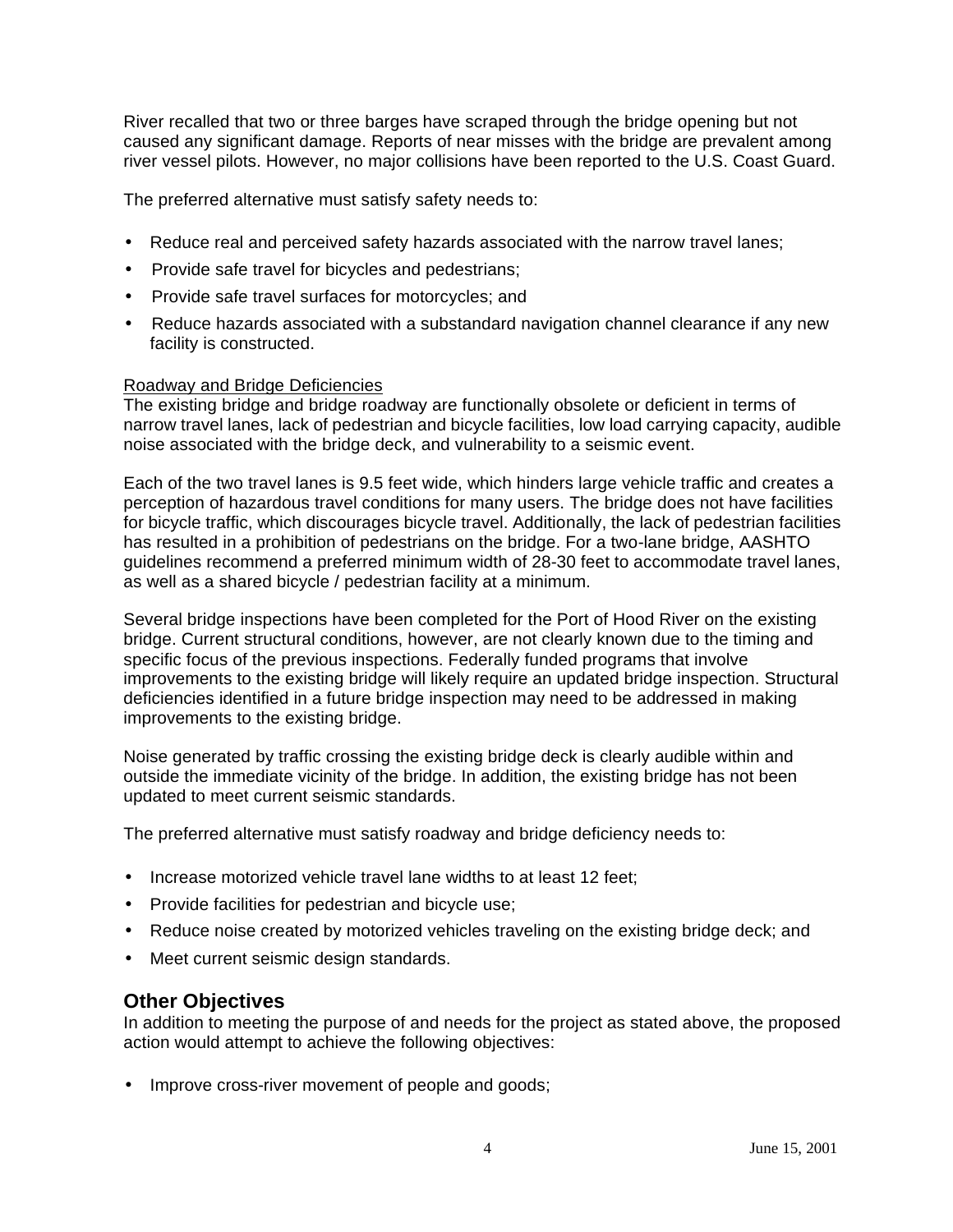River recalled that two or three barges have scraped through the bridge opening but not caused any significant damage. Reports of near misses with the bridge are prevalent among river vessel pilots. However, no major collisions have been reported to the U.S. Coast Guard.

The preferred alternative must satisfy safety needs to:

- Reduce real and perceived safety hazards associated with the narrow travel lanes;
- Provide safe travel for bicycles and pedestrians;
- Provide safe travel surfaces for motorcycles; and
- Reduce hazards associated with a substandard navigation channel clearance if any new facility is constructed.

<u>Roadway and Bridge Deficiencies</u>

The existing bridge and bridge roadway are functionally obsolete or deficient in terms of narrow travel lanes, lack of pedestrian and bicycle facilities, low load carrying capacity, audible noise associated with the bridge deck, and vulnerability to a seismic event.

Each of the two travel lanes is 9.5 feet wide, which hinders large vehicle traffic and creates a perception of hazardous travel conditions for many users. The bridge does not have facilities for bicycle traffic, which discourages bicycle travel. Additionally, the lack of pedestrian facilities has resulted in a prohibition of pedestrians on the bridge. For a two-lane bridge, AASHTO guidelines recommend a preferred minimum width of 28-30 feet to accommodate travel lanes, as well as a shared bicycle / pedestrian facility at a minimum.

Several bridge inspections have been completed for the Port of Hood River on the existing bridge. Current structural conditions, however, are not clearly known due to the timing and specific focus of the previous inspections. Federally funded programs that involve improvements to the existing bridge will likely require an updated bridge inspection. Structural deficiencies identified in a future bridge inspection may need to be addressed in making improvements to the existing bridge.

Noise generated by traffic crossing the existing bridge deck is clearly audible within and outside the immediate vicinity of the bridge. In addition, the existing bridge has not been updated to meet current seismic standards.

The preferred alternative must satisfy roadway and bridge deficiency needs to:

- Increase motorized vehicle travel lane widths to at least 12 feet;
- Provide facilities for pedestrian and bicycle use;
- Reduce noise created by motorized vehicles traveling on the existing bridge deck; and
- Meet current seismic design standards.

## Other Objectives

In addition to meeting the purpose of and needs for the project as stated above, the proposed action would attempt to achieve the following objectives:

- Improve cross-river movement of people and goods;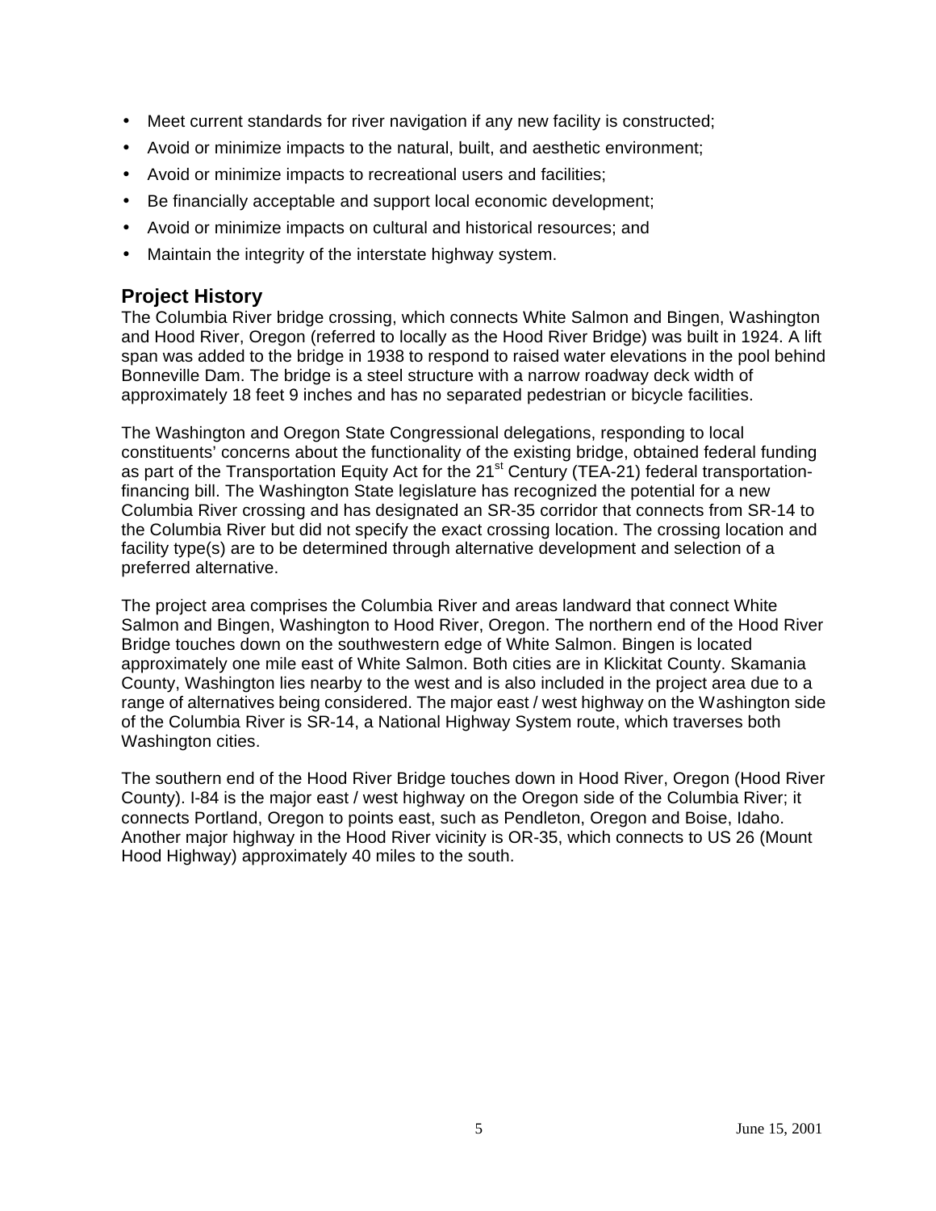- Meet current standards for river navigation if any new facility is constructed;
- Avoid or minimize impacts to the natural, built, and aesthetic environment;
- Avoid or minimize impacts to recreational users and facilities;
- Be financially acceptable and support local economic development;
- Avoid or minimize impacts on cultural and historical resources; and
- Maintain the integrity of the interstate highway system.

## Project History

The Columbia River bridge crossing, which connects White Salmon and Bingen, Washington and Hood River, Oregon (referred to locally as the Hood River Bridge) was built in 1924. A lift span was added to the bridge in 1938 to respond to raised water elevations in the pool behind Bonneville Dam. The bridge is a steel structure with a narrow roadway deck width of approximately 18 feet 9 inches and has no separated pedestrian or bicycle facilities.

The Washington and Oregon State Congressional delegations, responding to local constituents' concerns about the functionality of the existing bridge, obtained federal funding as part of the Transportation Equity Act for the 21st Century (TEA-21) federal transportation-financing bill. The Washington State legislature has recognized the potential for a new Columbia River crossing and has designated an SR-35 corridor that connects from SR-14 to the Columbia River but did not specify the exact crossing location. The crossing location and facility type(s) are to be determined through alternative development and selection of a preferred alternative.

The project area comprises the Columbia River and areas landward that connect White Salmon and Bingen, Washington to Hood River, Oregon. The northern end of the Hood River Bridge touches down on the southwestern edge of White Salmon. Bingen is located approximately one mile east of White Salmon. Both cities are in Klickitat County. Skamania County, Washington lies nearby to the west and is also included in the project area due to a range of alternatives being considered. The major east / west highway on the Washington side of the Columbia River is SR-14, a National Highway System route, which traverses both Washington cities.

The southern end of the Hood River Bridge touches down in Hood River, Oregon (Hood River County). I-84 is the major east / west highway on the Oregon side of the Columbia River; it connects Portland, Oregon to points east, such as Pendleton, Oregon and Boise, Idaho. Another major highway in the Hood River vicinity is OR-35, which connects to US 26 (Mount Hood Highway) approximately 40 miles to the south.